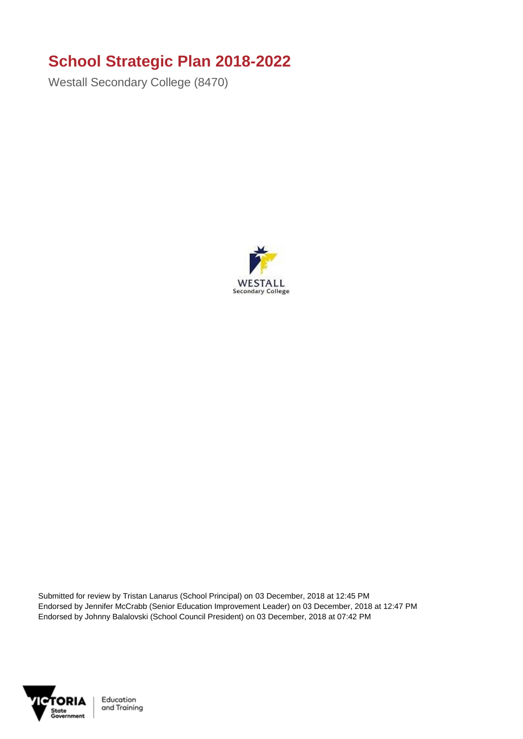# School Strategic Plan 2018-2022

Westall Secondary College (8470)

Submitted for review by Tristan Lanarus (School Principal) on 03 December, 2018 at 12:45 PM
Endorsed by Jennifer McCrabb (Senior Education Improvement Leader) on 03 December, 2018 at 12:47 PM
Endorsed by Johnny Balalovski (School Council President) on 03 December, 2018 at 07:42 PM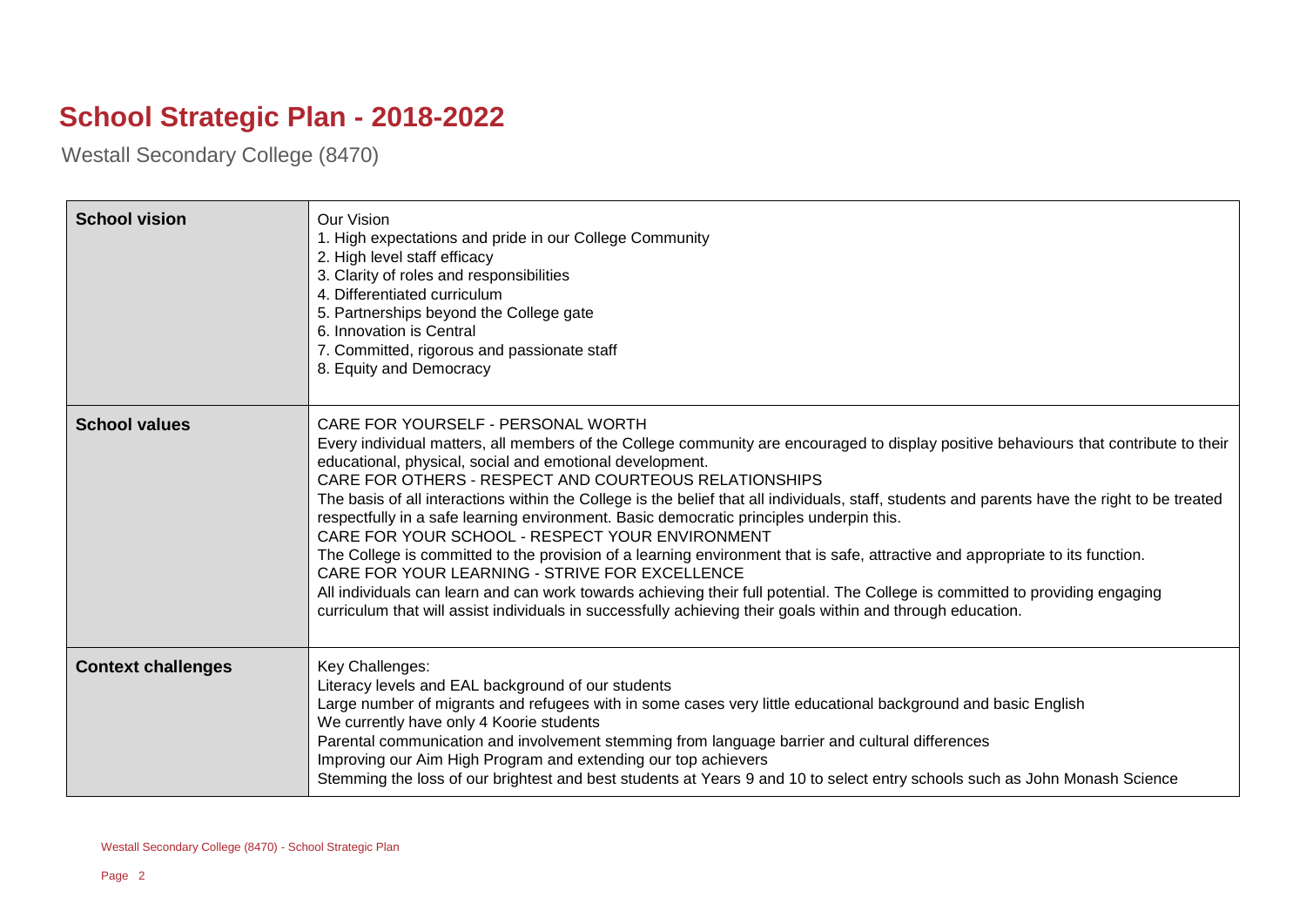# School Strategic Plan - 2018-2022

Westall Secondary College (8470)

| | |
|---|---|
| **School vision** | Our Vision<br>1. High expectations and pride in our College Community<br>2. High level staff efficacy<br>3. Clarity of roles and responsibilities<br>4. Differentiated curriculum<br>5. Partnerships beyond the College gate<br>6. Innovation is Central<br>7. Committed, rigorous and passionate staff<br>8. Equity and Democracy |
| **School values** | CARE FOR YOURSELF - PERSONAL WORTH<br>Every individual matters, all members of the College community are encouraged to display positive behaviours that contribute to their educational, physical, social and emotional development.<br>CARE FOR OTHERS - RESPECT AND COURTEOUS RELATIONSHIPS<br>The basis of all interactions within the College is the belief that all individuals, staff, students and parents have the right to be treated respectfully in a safe learning environment. Basic democratic principles underpin this.<br>CARE FOR YOUR SCHOOL - RESPECT YOUR ENVIRONMENT<br>The College is committed to the provision of a learning environment that is safe, attractive and appropriate to its function.<br>CARE FOR YOUR LEARNING - STRIVE FOR EXCELLENCE<br>All individuals can learn and can work towards achieving their full potential. The College is committed to providing engaging curriculum that will assist individuals in successfully achieving their goals within and through education. |
| **Context challenges** | Key Challenges:<br>Literacy levels and EAL background of our students<br>Large number of migrants and refugees with in some cases very little educational background and basic English<br>We currently have only 4 Koorie students<br>Parental communication and involvement stemming from language barrier and cultural differences<br>Improving our Aim High Program and extending our top achievers<br>Stemming the loss of our brightest and best students at Years 9 and 10 to select entry schools such as John Monash Science |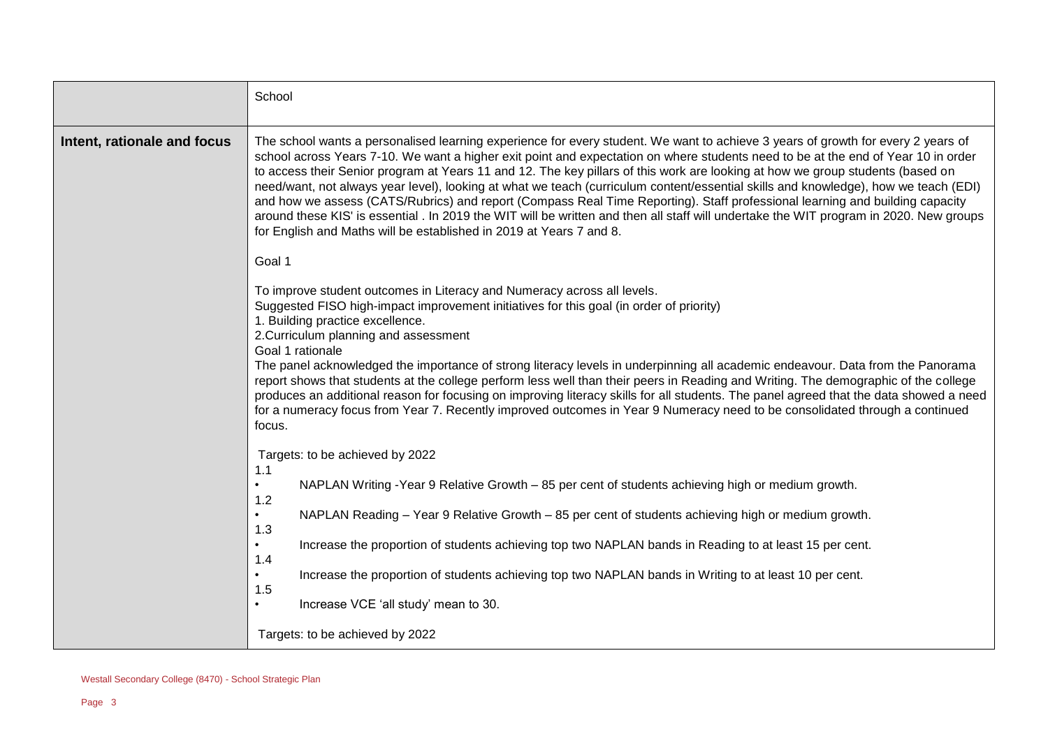| | School |
|---|---|
| **Intent, rationale and focus** | The school wants a personalised learning experience for every student. We want to achieve 3 years of growth for every 2 years of school across Years 7-10. We want a higher exit point and expectation on where students need to be at the end of Year 10 in order to access their Senior program at Years 11 and 12. The key pillars of this work are looking at how we group students (based on need/want, not always year level), looking at what we teach (curriculum content/essential skills and knowledge), how we teach (EDI) and how we assess (CATS/Rubrics) and report (Compass Real Time Reporting). Staff professional learning and building capacity around these KIS' is essential . In 2019 the WIT will be written and then all staff will undertake the WIT program in 2020. New groups for English and Maths will be established in 2019 at Years 7 and 8.<br><br>Goal 1<br><br>To improve student outcomes in Literacy and Numeracy across all levels.<br>Suggested FISO high-impact improvement initiatives for this goal (in order of priority)<br>1. Building practice excellence.<br>2.Curriculum planning and assessment<br>Goal 1 rationale<br>The panel acknowledged the importance of strong literacy levels in underpinning all academic endeavour. Data from the Panorama report shows that students at the college perform less well than their peers in Reading and Writing. The demographic of the college produces an additional reason for focusing on improving literacy skills for all students. The panel agreed that the data showed a need for a numeracy focus from Year 7. Recently improved outcomes in Year 9 Numeracy need to be consolidated through a continued focus.<br><br>Targets: to be achieved by 2022<br>1.1<br>• NAPLAN Writing -Year 9 Relative Growth – 85 per cent of students achieving high or medium growth.<br>1.2<br>• NAPLAN Reading – Year 9 Relative Growth – 85 per cent of students achieving high or medium growth.<br>1.3<br>• Increase the proportion of students achieving top two NAPLAN bands in Reading to at least 15 per cent.<br>1.4<br>• Increase the proportion of students achieving top two NAPLAN bands in Writing to at least 10 per cent.<br>1.5<br>• Increase VCE 'all study' mean to 30.<br><br>Targets: to be achieved by 2022 |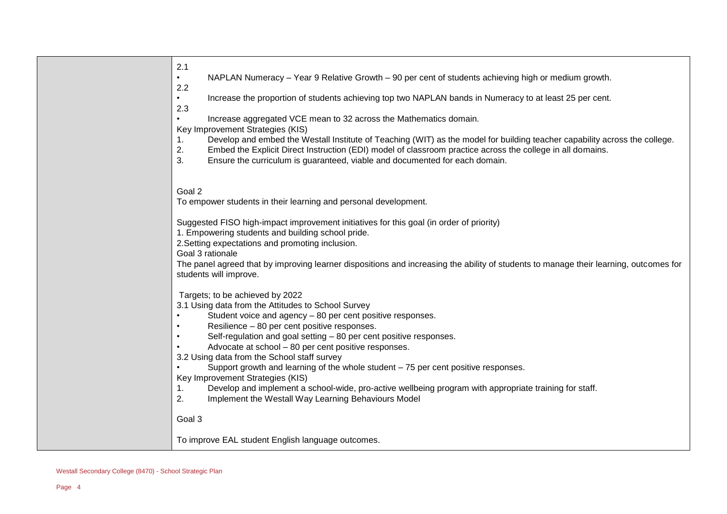| | |
|---|---|
| | 2.1<br>• NAPLAN Numeracy – Year 9 Relative Growth – 90 per cent of students achieving high or medium growth.<br>2.2<br>• Increase the proportion of students achieving top two NAPLAN bands in Numeracy to at least 25 per cent.<br>2.3<br>• Increase aggregated VCE mean to 32 across the Mathematics domain.<br>Key Improvement Strategies (KIS)<br>1. Develop and embed the Westall Institute of Teaching (WIT) as the model for building teacher capability across the college.<br>2. Embed the Explicit Direct Instruction (EDI) model of classroom practice across the college in all domains.<br>3. Ensure the curriculum is guaranteed, viable and documented for each domain.<br><br>Goal 2<br>To empower students in their learning and personal development.<br><br>Suggested FISO high-impact improvement initiatives for this goal (in order of priority)<br>1. Empowering students and building school pride.<br>2.Setting expectations and promoting inclusion.<br>Goal 3 rationale<br>The panel agreed that by improving learner dispositions and increasing the ability of students to manage their learning, outcomes for students will improve.<br><br>Targets; to be achieved by 2022<br>3.1 Using data from the Attitudes to School Survey<br>• Student voice and agency – 80 per cent positive responses.<br>• Resilience – 80 per cent positive responses.<br>• Self-regulation and goal setting – 80 per cent positive responses.<br>• Advocate at school – 80 per cent positive responses.<br>3.2 Using data from the School staff survey<br>• Support growth and learning of the whole student – 75 per cent positive responses.<br>Key Improvement Strategies (KIS)<br>1. Develop and implement a school-wide, pro-active wellbeing program with appropriate training for staff.<br>2. Implement the Westall Way Learning Behaviours Model<br><br>Goal 3<br><br>To improve EAL student English language outcomes. |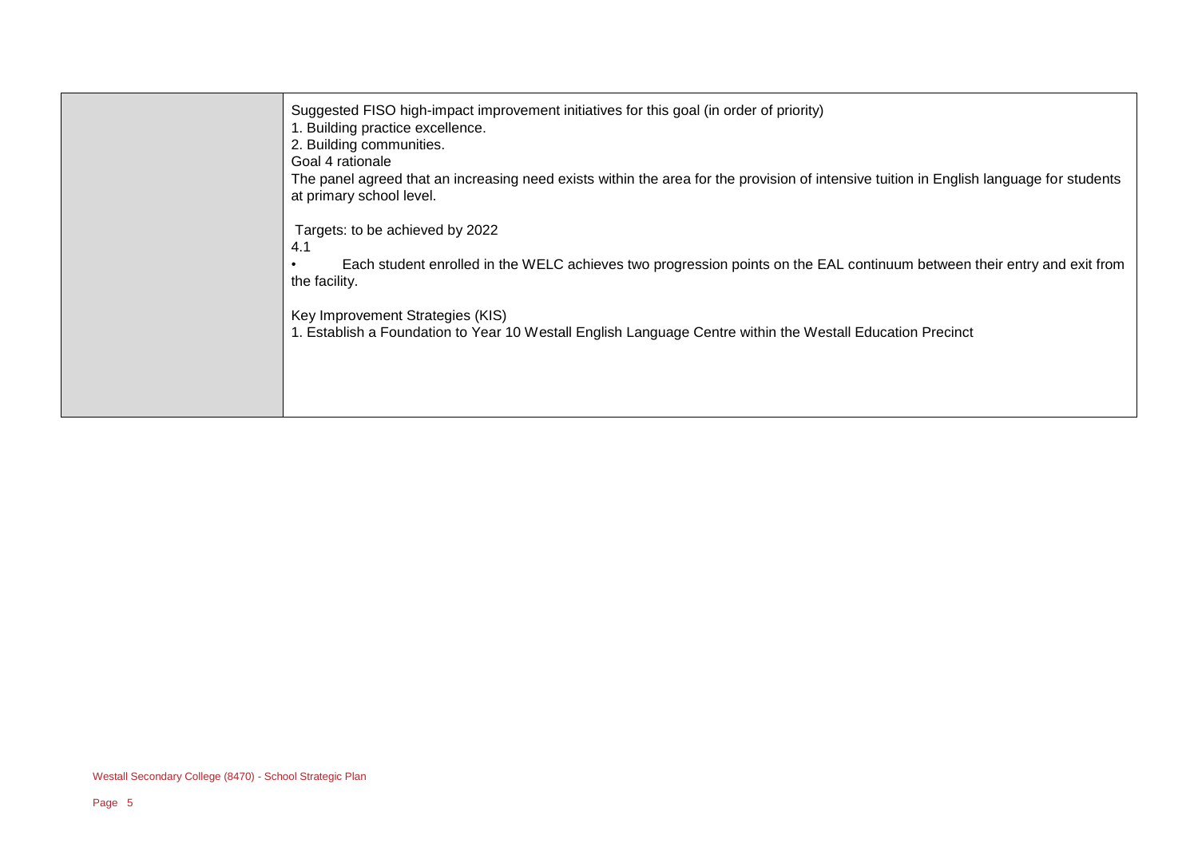| | |
|---|---|
| | Suggested FISO high-impact improvement initiatives for this goal (in order of priority)<br>1. Building practice excellence.<br>2. Building communities.<br>Goal 4 rationale<br>The panel agreed that an increasing need exists within the area for the provision of intensive tuition in English language for students at primary school level.<br><br>Targets: to be achieved by 2022<br>4.1<br>• Each student enrolled in the WELC achieves two progression points on the EAL continuum between their entry and exit from the facility.<br><br>Key Improvement Strategies (KIS)<br>1. Establish a Foundation to Year 10 Westall English Language Centre within the Westall Education Precinct |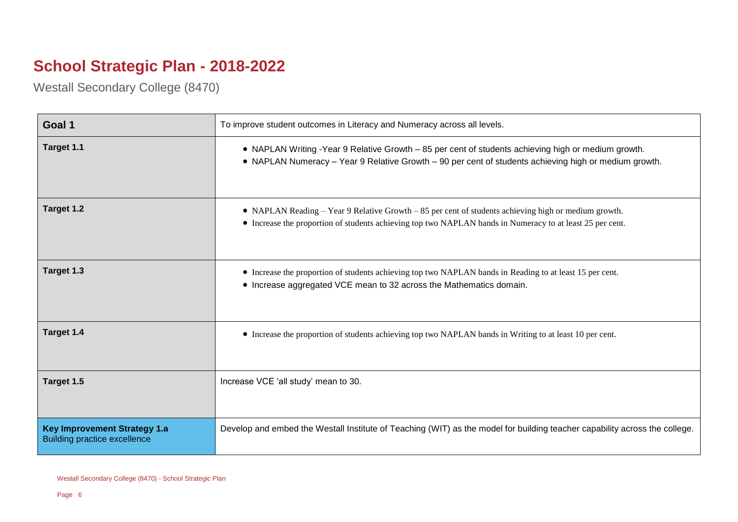# School Strategic Plan - 2018-2022

Westall Secondary College (8470)

| **Goal 1** | To improve student outcomes in Literacy and Numeracy across all levels. |
|---|---|
| **Target 1.1** | • NAPLAN Writing -Year 9 Relative Growth – 85 per cent of students achieving high or medium growth.<br>• NAPLAN Numeracy – Year 9 Relative Growth – 90 per cent of students achieving high or medium growth. |
| **Target 1.2** | • NAPLAN Reading – Year 9 Relative Growth – 85 per cent of students achieving high or medium growth.<br>• Increase the proportion of students achieving top two NAPLAN bands in Numeracy to at least 25 per cent. |
| **Target 1.3** | • Increase the proportion of students achieving top two NAPLAN bands in Reading to at least 15 per cent.<br>• Increase aggregated VCE mean to 32 across the Mathematics domain. |
| **Target 1.4** | • Increase the proportion of students achieving top two NAPLAN bands in Writing to at least 10 per cent. |
| **Target 1.5** | Increase VCE 'all study' mean to 30. |
| **Key Improvement Strategy 1.a**<br>Building practice excellence | Develop and embed the Westall Institute of Teaching (WIT) as the model for building teacher capability across the college. |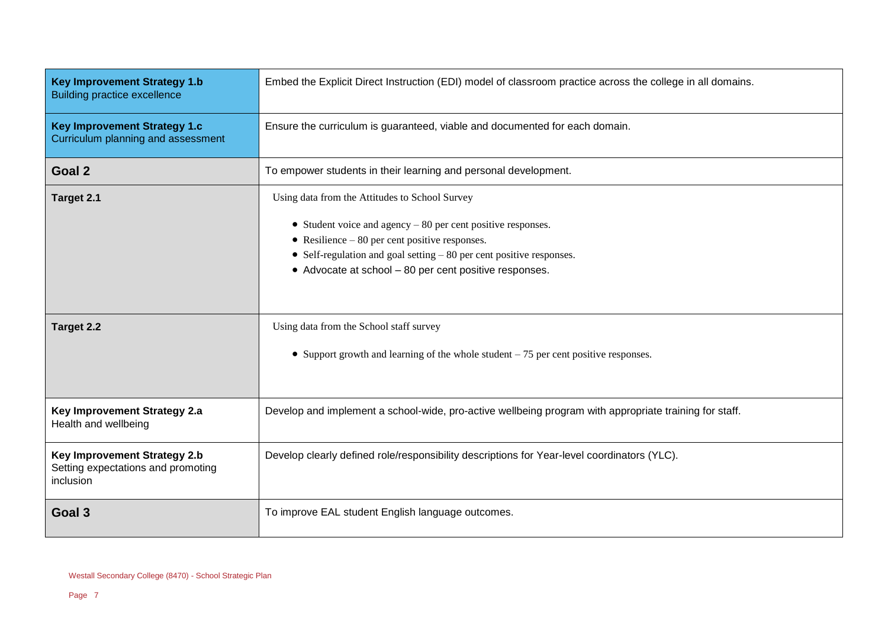| | |
|---|---|
| **Key Improvement Strategy 1.b** Building practice excellence | Embed the Explicit Direct Instruction (EDI) model of classroom practice across the college in all domains. |
| **Key Improvement Strategy 1.c** Curriculum planning and assessment | Ensure the curriculum is guaranteed, viable and documented for each domain. |
| **Goal 2** | To empower students in their learning and personal development. |
| **Target 2.1** | Using data from the Attitudes to School Survey<br><br>• Student voice and agency – 80 per cent positive responses.<br>• Resilience – 80 per cent positive responses.<br>• Self-regulation and goal setting – 80 per cent positive responses.<br>• Advocate at school – 80 per cent positive responses. |
| **Target 2.2** | Using data from the School staff survey<br><br>• Support growth and learning of the whole student – 75 per cent positive responses. |
| **Key Improvement Strategy 2.a** Health and wellbeing | Develop and implement a school-wide, pro-active wellbeing program with appropriate training for staff. |
| **Key Improvement Strategy 2.b** Setting expectations and promoting inclusion | Develop clearly defined role/responsibility descriptions for Year-level coordinators (YLC). |
| **Goal 3** | To improve EAL student English language outcomes. |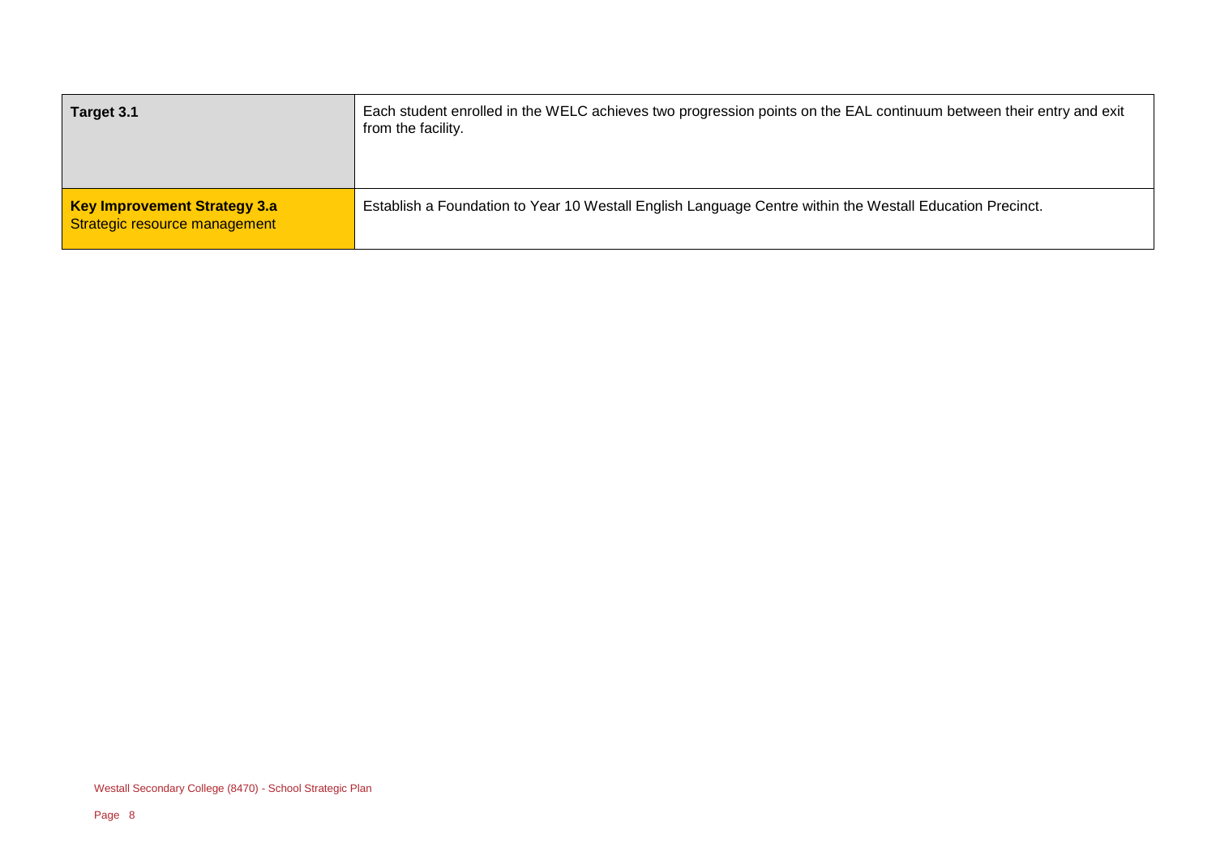| | |
|---|---|
| **Target 3.1** | Each student enrolled in the WELC achieves two progression points on the EAL continuum between their entry and exit from the facility. |
| **Key Improvement Strategy 3.a** Strategic resource management | Establish a Foundation to Year 10 Westall English Language Centre within the Westall Education Precinct. |